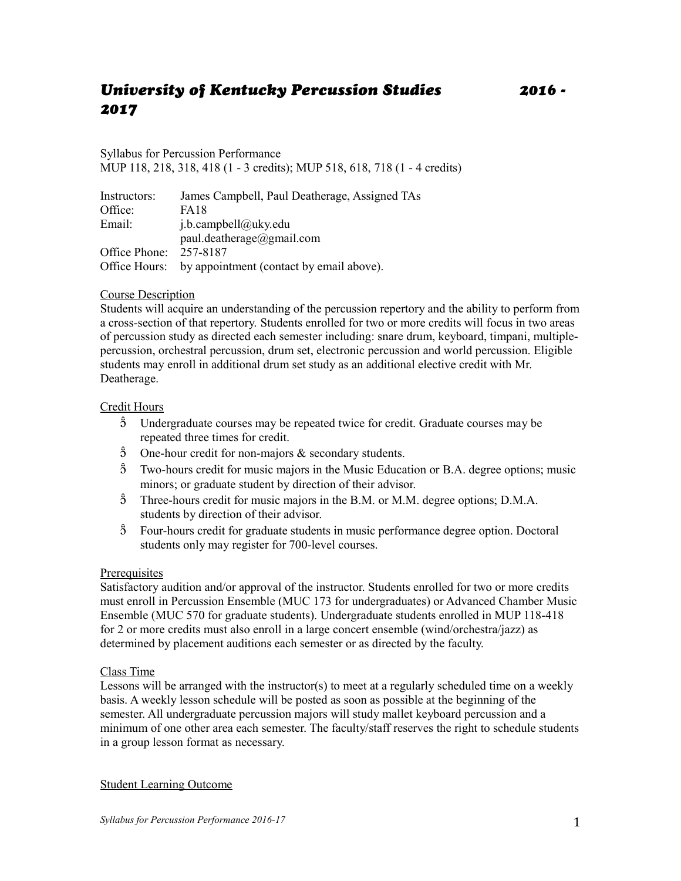# *University of Kentucky Percussion Studies 2016 - 2017*

Syllabus for Percussion Performance
MUP 118, 218, 318, 418 (1 - 3 credits); MUP 518, 618, 718 (1 - 4 credits)

| | |
|---|---|
| Instructors: | James Campbell, Paul Deatherage, Assigned TAs |
| Office: | FA18 |
| Email: | j.b.campbell@uky.edu<br>paul.deatherage@gmail.com |
| Office Phone: | 257-8187 |
| Office Hours: | by appointment (contact by email above). |

## Course Description

Students will acquire an understanding of the percussion repertory and the ability to perform from a cross-section of that repertory. Students enrolled for two or more credits will focus in two areas of percussion study as directed each semester including: snare drum, keyboard, timpani, multiple-percussion, orchestral percussion, drum set, electronic percussion and world percussion. Eligible students may enroll in additional drum set study as an additional elective credit with Mr. Deatherage.

## Credit Hours

- Undergraduate courses may be repeated twice for credit. Graduate courses may be repeated three times for credit.
- One-hour credit for non-majors & secondary students.
- Two-hours credit for music majors in the Music Education or B.A. degree options; music minors; or graduate student by direction of their advisor.
- Three-hours credit for music majors in the B.M. or M.M. degree options; D.M.A. students by direction of their advisor.
- Four-hours credit for graduate students in music performance degree option. Doctoral students only may register for 700-level courses.

## Prerequisites

Satisfactory audition and/or approval of the instructor. Students enrolled for two or more credits must enroll in Percussion Ensemble (MUC 173 for undergraduates) or Advanced Chamber Music Ensemble (MUC 570 for graduate students). Undergraduate students enrolled in MUP 118-418 for 2 or more credits must also enroll in a large concert ensemble (wind/orchestra/jazz) as determined by placement auditions each semester or as directed by the faculty.

## Class Time

Lessons will be arranged with the instructor(s) to meet at a regularly scheduled time on a weekly basis. A weekly lesson schedule will be posted as soon as possible at the beginning of the semester. All undergraduate percussion majors will study mallet keyboard percussion and a minimum of one other area each semester. The faculty/staff reserves the right to schedule students in a group lesson format as necessary.

## Student Learning Outcome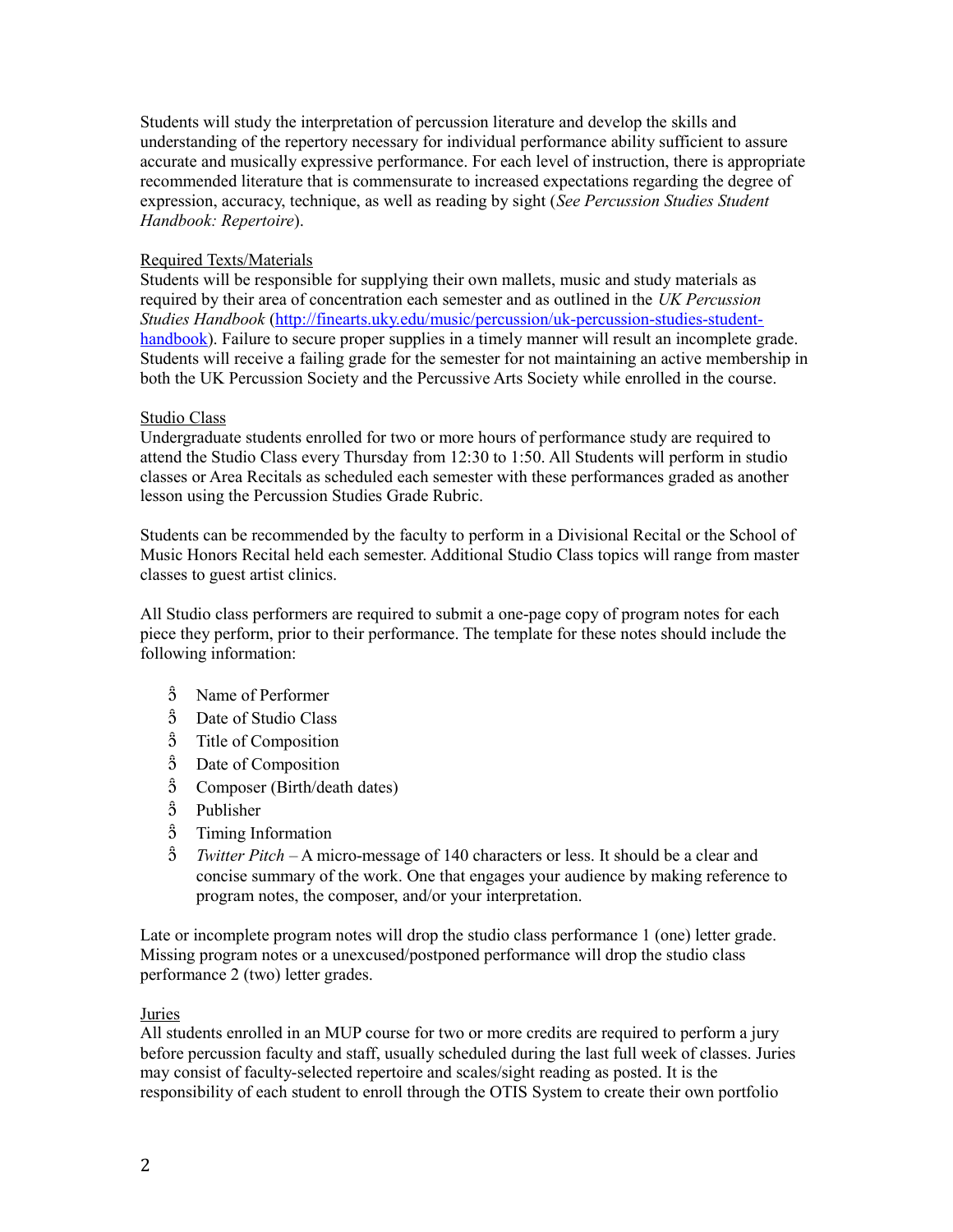Students will study the interpretation of percussion literature and develop the skills and understanding of the repertory necessary for individual performance ability sufficient to assure accurate and musically expressive performance. For each level of instruction, there is appropriate recommended literature that is commensurate to increased expectations regarding the degree of expression, accuracy, technique, as well as reading by sight (*See Percussion Studies Student Handbook: Repertoire*).

Required Texts/Materials

Students will be responsible for supplying their own mallets, music and study materials as required by their area of concentration each semester and as outlined in the *UK Percussion Studies Handbook* ([http://finearts.uky.edu/music/percussion/uk-percussion-studies-student-handbook](http://finearts.uky.edu/music/percussion/uk-percussion-studies-student-handbook)). Failure to secure proper supplies in a timely manner will result an incomplete grade. Students will receive a failing grade for the semester for not maintaining an active membership in both the UK Percussion Society and the Percussive Arts Society while enrolled in the course.

Studio Class

Undergraduate students enrolled for two or more hours of performance study are required to attend the Studio Class every Thursday from 12:30 to 1:50. All Students will perform in studio classes or Area Recitals as scheduled each semester with these performances graded as another lesson using the Percussion Studies Grade Rubric.

Students can be recommended by the faculty to perform in a Divisional Recital or the School of Music Honors Recital held each semester. Additional Studio Class topics will range from master classes to guest artist clinics.

All Studio class performers are required to submit a one-page copy of program notes for each piece they perform, prior to their performance. The template for these notes should include the following information:

- Name of Performer
- Date of Studio Class
- Title of Composition
- Date of Composition
- Composer (Birth/death dates)
- Publisher
- Timing Information
- *Twitter Pitch* – A micro-message of 140 characters or less. It should be a clear and concise summary of the work. One that engages your audience by making reference to program notes, the composer, and/or your interpretation.

Late or incomplete program notes will drop the studio class performance 1 (one) letter grade. Missing program notes or a unexcused/postponed performance will drop the studio class performance 2 (two) letter grades.

Juries

All students enrolled in an MUP course for two or more credits are required to perform a jury before percussion faculty and staff, usually scheduled during the last full week of classes. Juries may consist of faculty-selected repertoire and scales/sight reading as posted. It is the responsibility of each student to enroll through the OTIS System to create their own portfolio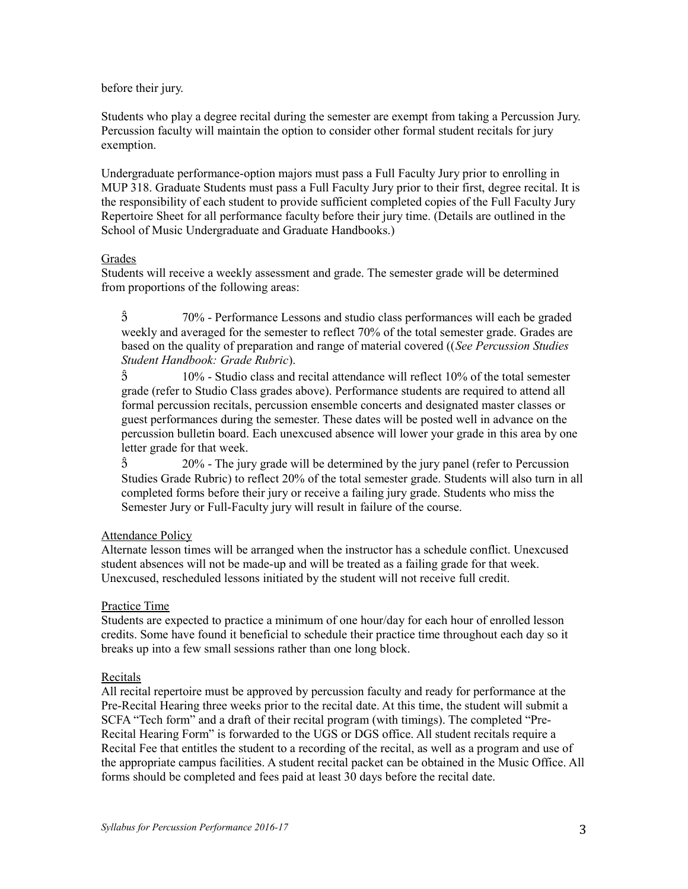before their jury.

Students who play a degree recital during the semester are exempt from taking a Percussion Jury. Percussion faculty will maintain the option to consider other formal student recitals for jury exemption.

Undergraduate performance-option majors must pass a Full Faculty Jury prior to enrolling in MUP 318. Graduate Students must pass a Full Faculty Jury prior to their first, degree recital. It is the responsibility of each student to provide sufficient completed copies of the Full Faculty Jury Repertoire Sheet for all performance faculty before their jury time. (Details are outlined in the School of Music Undergraduate and Graduate Handbooks.)

## Grades

Students will receive a weekly assessment and grade. The semester grade will be determined from proportions of the following areas:

- 70% - Performance Lessons and studio class performances will each be graded weekly and averaged for the semester to reflect 70% of the total semester grade. Grades are based on the quality of preparation and range of material covered ((*See Percussion Studies Student Handbook: Grade Rubric*).
- 10% - Studio class and recital attendance will reflect 10% of the total semester grade (refer to Studio Class grades above). Performance students are required to attend all formal percussion recitals, percussion ensemble concerts and designated master classes or guest performances during the semester. These dates will be posted well in advance on the percussion bulletin board. Each unexcused absence will lower your grade in this area by one letter grade for that week.
- 20% - The jury grade will be determined by the jury panel (refer to Percussion Studies Grade Rubric) to reflect 20% of the total semester grade. Students will also turn in all completed forms before their jury or receive a failing jury grade. Students who miss the Semester Jury or Full-Faculty jury will result in failure of the course.

## Attendance Policy

Alternate lesson times will be arranged when the instructor has a schedule conflict. Unexcused student absences will not be made-up and will be treated as a failing grade for that week. Unexcused, rescheduled lessons initiated by the student will not receive full credit.

## Practice Time

Students are expected to practice a minimum of one hour/day for each hour of enrolled lesson credits. Some have found it beneficial to schedule their practice time throughout each day so it breaks up into a few small sessions rather than one long block.

## Recitals

All recital repertoire must be approved by percussion faculty and ready for performance at the Pre-Recital Hearing three weeks prior to the recital date. At this time, the student will submit a SCFA "Tech form" and a draft of their recital program (with timings). The completed "Pre-Recital Hearing Form" is forwarded to the UGS or DGS office. All student recitals require a Recital Fee that entitles the student to a recording of the recital, as well as a program and use of the appropriate campus facilities. A student recital packet can be obtained in the Music Office. All forms should be completed and fees paid at least 30 days before the recital date.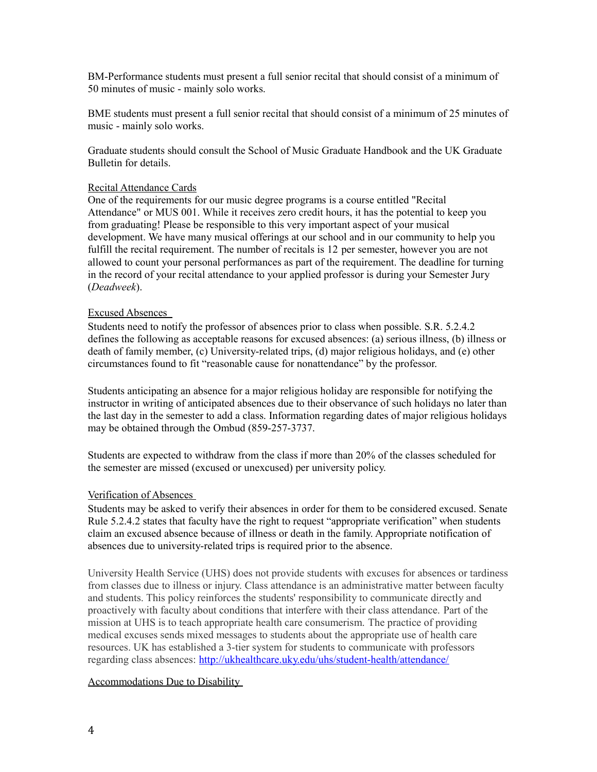BM-Performance students must present a full senior recital that should consist of a minimum of 50 minutes of music - mainly solo works.

BME students must present a full senior recital that should consist of a minimum of 25 minutes of music - mainly solo works.

Graduate students should consult the School of Music Graduate Handbook and the UK Graduate Bulletin for details.

### Recital Attendance Cards

One of the requirements for our music degree programs is a course entitled "Recital Attendance" or MUS 001. While it receives zero credit hours, it has the potential to keep you from graduating! Please be responsible to this very important aspect of your musical development. We have many musical offerings at our school and in our community to help you fulfill the recital requirement. The number of recitals is 12 per semester, however you are not allowed to count your personal performances as part of the requirement. The deadline for turning in the record of your recital attendance to your applied professor is during your Semester Jury (*Deadweek*).

### Excused Absences

Students need to notify the professor of absences prior to class when possible. S.R. 5.2.4.2 defines the following as acceptable reasons for excused absences: (a) serious illness, (b) illness or death of family member, (c) University-related trips, (d) major religious holidays, and (e) other circumstances found to fit "reasonable cause for nonattendance" by the professor.

Students anticipating an absence for a major religious holiday are responsible for notifying the instructor in writing of anticipated absences due to their observance of such holidays no later than the last day in the semester to add a class. Information regarding dates of major religious holidays may be obtained through the Ombud (859-257-3737.

Students are expected to withdraw from the class if more than 20% of the classes scheduled for the semester are missed (excused or unexcused) per university policy.

### Verification of Absences

Students may be asked to verify their absences in order for them to be considered excused. Senate Rule 5.2.4.2 states that faculty have the right to request "appropriate verification" when students claim an excused absence because of illness or death in the family. Appropriate notification of absences due to university-related trips is required prior to the absence.

University Health Service (UHS) does not provide students with excuses for absences or tardiness from classes due to illness or injury. Class attendance is an administrative matter between faculty and students. This policy reinforces the students' responsibility to communicate directly and proactively with faculty about conditions that interfere with their class attendance. Part of the mission at UHS is to teach appropriate health care consumerism. The practice of providing medical excuses sends mixed messages to students about the appropriate use of health care resources. UK has established a 3-tier system for students to communicate with professors regarding class absences: http://ukhealthcare.uky.edu/uhs/student-health/attendance/

### Accommodations Due to Disability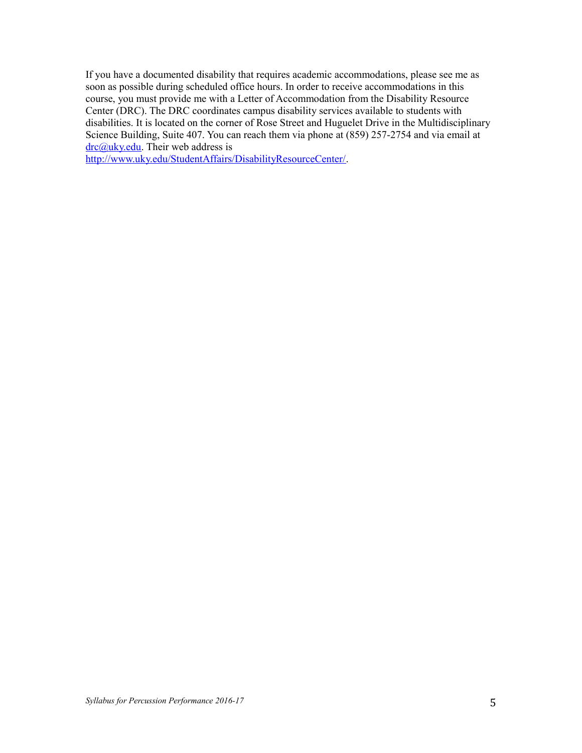If you have a documented disability that requires academic accommodations, please see me as soon as possible during scheduled office hours. In order to receive accommodations in this course, you must provide me with a Letter of Accommodation from the Disability Resource Center (DRC). The DRC coordinates campus disability services available to students with disabilities. It is located on the corner of Rose Street and Huguelet Drive in the Multidisciplinary Science Building, Suite 407. You can reach them via phone at (859) 257-2754 and via email at drc@uky.edu. Their web address is http://www.uky.edu/StudentAffairs/DisabilityResourceCenter/.